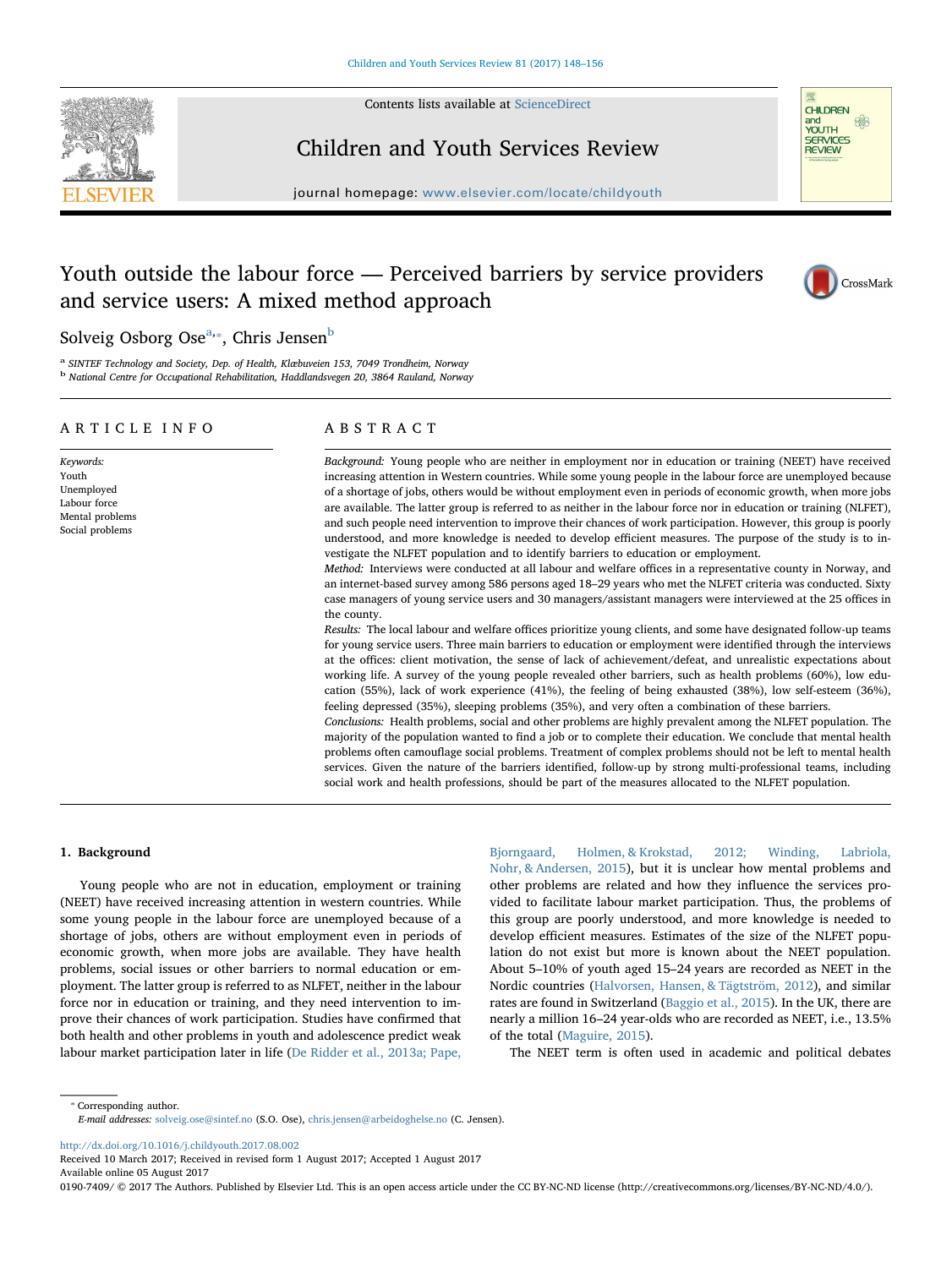# Youth outside the labour force — Perceived barriers by service providers and service users: A mixed method approach

Solveig Osborg Ose[a,*], Chris Jensen[b]

[a] SINTEF Technology and Society, Dep. of Health, Klæbuveien 153, 7049 Trondheim, Norway
[b] National Centre for Occupational Rehabilitation, Haddlandsvegen 20, 3864 Rauland, Norway

## ARTICLE INFO

*Keywords:*
Youth
Unemployed
Labour force
Mental problems
Social problems

## ABSTRACT

*Background:* Young people who are neither in employment nor in education or training (NEET) have received increasing attention in Western countries. While some young people in the labour force are unemployed because of a shortage of jobs, others would be without employment even in periods of economic growth, when more jobs are available. The latter group is referred to as neither in the labour force nor in education or training (NLFET), and such people need intervention to improve their chances of work participation. However, this group is poorly understood, and more knowledge is needed to develop efficient measures. The purpose of the study is to investigate the NLFET population and to identify barriers to education or employment.

*Method:* Interviews were conducted at all labour and welfare offices in a representative county in Norway, and an internet-based survey among 586 persons aged 18–29 years who met the NLFET criteria was conducted. Sixty case managers of young service users and 30 managers/assistant managers were interviewed at the 25 offices in the county.

*Results:* The local labour and welfare offices prioritize young clients, and some have designated follow-up teams for young service users. Three main barriers to education or employment were identified through the interviews at the offices: client motivation, the sense of lack of achievement/defeat, and unrealistic expectations about working life. A survey of the young people revealed other barriers, such as health problems (60%), low education (55%), lack of work experience (41%), the feeling of being exhausted (38%), low self-esteem (36%), feeling depressed (35%), sleeping problems (35%), and very often a combination of these barriers.

*Conclusions:* Health problems, social and other problems are highly prevalent among the NLFET population. The majority of the population wanted to find a job or to complete their education. We conclude that mental health problems often camouflage social problems. Treatment of complex problems should not be left to mental health services. Given the nature of the barriers identified, follow-up by strong multi-professional teams, including social work and health professions, should be part of the measures allocated to the NLFET population.

## 1. Background

Young people who are not in education, employment or training (NEET) have received increasing attention in western countries. While some young people in the labour force are unemployed because of a shortage of jobs, others are without employment even in periods of economic growth, when more jobs are available. They have health problems, social issues or other barriers to normal education or employment. The latter group is referred to as NLFET, neither in the labour force nor in education or training, and they need intervention to improve their chances of work participation. Studies have confirmed that both health and other problems in youth and adolescence predict weak labour market participation later in life (De Ridder et al., 2013a; Pape, Bjorngaard, Holmen, & Krokstad, 2012; Winding, Labriola, Nohr, & Andersen, 2015), but it is unclear how mental problems and other problems are related and how they influence the services provided to facilitate labour market participation. Thus, the problems of this group are poorly understood, and more knowledge is needed to develop efficient measures. Estimates of the size of the NLFET population do not exist but more is known about the NEET population. About 5–10% of youth aged 15–24 years are recorded as NEET in the Nordic countries (Halvorsen, Hansen, & Tägtström, 2012), and similar rates are found in Switzerland (Baggio et al., 2015). In the UK, there are nearly a million 16–24 year-olds who are recorded as NEET, i.e., 13.5% of the total (Maguire, 2015).

The NEET term is often used in academic and political debates

---

* Corresponding author.
*E-mail addresses:* solveig.ose@sintef.no (S.O. Ose), chris.jensen@arbeidoghelse.no (C. Jensen).

http://dx.doi.org/10.1016/j.childyouth.2017.08.002
Received 10 March 2017; Received in revised form 1 August 2017; Accepted 1 August 2017
Available online 05 August 2017
0190-7409/ © 2017 The Authors. Published by Elsevier Ltd. This is an open access article under the CC BY-NC-ND license (http://creativecommons.org/licenses/BY-NC-ND/4.0/).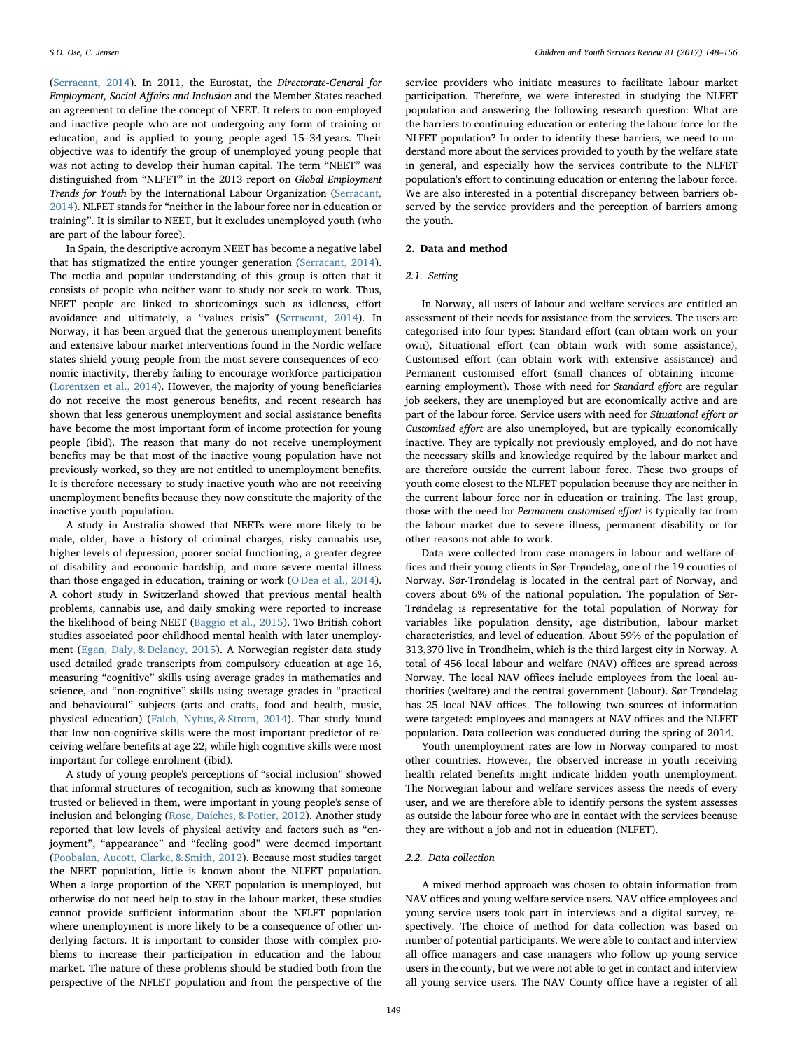(Serracant, 2014). In 2011, the Eurostat, the *Directorate-General for Employment, Social Affairs and Inclusion* and the Member States reached an agreement to define the concept of NEET. It refers to non-employed and inactive people who are not undergoing any form of training or education, and is applied to young people aged 15–34 years. Their objective was to identify the group of unemployed young people that was not acting to develop their human capital. The term "NEET" was distinguished from "NLFET" in the 2013 report on *Global Employment Trends for Youth* by the International Labour Organization (Serracant, 2014). NLFET stands for "neither in the labour force nor in education or training". It is similar to NEET, but it excludes unemployed youth (who are part of the labour force).

In Spain, the descriptive acronym NEET has become a negative label that has stigmatized the entire younger generation (Serracant, 2014). The media and popular understanding of this group is often that it consists of people who neither want to study nor seek to work. Thus, NEET people are linked to shortcomings such as idleness, effort avoidance and ultimately, a "values crisis" (Serracant, 2014). In Norway, it has been argued that the generous unemployment benefits and extensive labour market interventions found in the Nordic welfare states shield young people from the most severe consequences of economic inactivity, thereby failing to encourage workforce participation (Lorentzen et al., 2014). However, the majority of young beneficiaries do not receive the most generous benefits, and recent research has shown that less generous unemployment and social assistance benefits have become the most important form of income protection for young people (ibid). The reason that many do not receive unemployment benefits may be that most of the inactive young population have not previously worked, so they are not entitled to unemployment benefits. It is therefore necessary to study inactive youth who are not receiving unemployment benefits because they now constitute the majority of the inactive youth population.

A study in Australia showed that NEETs were more likely to be male, older, have a history of criminal charges, risky cannabis use, higher levels of depression, poorer social functioning, a greater degree of disability and economic hardship, and more severe mental illness than those engaged in education, training or work (O'Dea et al., 2014). A cohort study in Switzerland showed that previous mental health problems, cannabis use, and daily smoking were reported to increase the likelihood of being NEET (Baggio et al., 2015). Two British cohort studies associated poor childhood mental health with later unemployment (Egan, Daly, & Delaney, 2015). A Norwegian register data study used detailed grade transcripts from compulsory education at age 16, measuring "cognitive" skills using average grades in mathematics and science, and "non-cognitive" skills using average grades in "practical and behavioural" subjects (arts and crafts, food and health, music, physical education) (Falch, Nyhus, & Strom, 2014). That study found that low non-cognitive skills were the most important predictor of receiving welfare benefits at age 22, while high cognitive skills were most important for college enrolment (ibid).

A study of young people's perceptions of "social inclusion" showed that informal structures of recognition, such as knowing that someone trusted or believed in them, were important in young people's sense of inclusion and belonging (Rose, Daiches, & Potier, 2012). Another study reported that low levels of physical activity and factors such as "enjoyment", "appearance" and "feeling good" were deemed important (Poobalan, Aucott, Clarke, & Smith, 2012). Because most studies target the NEET population, little is known about the NLFET population. When a large proportion of the NEET population is unemployed, but otherwise do not need help to stay in the labour market, these studies cannot provide sufficient information about the NFLET population where unemployment is more likely to be a consequence of other underlying factors. It is important to consider those with complex problems to increase their participation in education and the labour market. The nature of these problems should be studied both from the perspective of the NFLET population and from the perspective of the service providers who initiate measures to facilitate labour market participation. Therefore, we were interested in studying the NLFET population and answering the following research question: What are the barriers to continuing education or entering the labour force for the NLFET population? In order to identify these barriers, we need to understand more about the services provided to youth by the welfare state in general, and especially how the services contribute to the NLFET population's effort to continuing education or entering the labour force. We are also interested in a potential discrepancy between barriers observed by the service providers and the perception of barriers among the youth.

## 2. Data and method

### 2.1. Setting

In Norway, all users of labour and welfare services are entitled an assessment of their needs for assistance from the services. The users are categorised into four types: Standard effort (can obtain work on your own), Situational effort (can obtain work with some assistance), Customised effort (can obtain work with extensive assistance) and Permanent customised effort (small chances of obtaining income-earning employment). Those with need for *Standard effort* are regular job seekers, they are unemployed but are economically active and are part of the labour force. Service users with need for *Situational effort or Customised effort* are also unemployed, but are typically economically inactive. They are typically not previously employed, and do not have the necessary skills and knowledge required by the labour market and are therefore outside the current labour force. These two groups of youth come closest to the NLFET population because they are neither in the current labour force nor in education or training. The last group, those with the need for *Permanent customised effort* is typically far from the labour market due to severe illness, permanent disability or for other reasons not able to work.

Data were collected from case managers in labour and welfare offices and their young clients in Sør-Trøndelag, one of the 19 counties of Norway. Sør-Trøndelag is located in the central part of Norway, and covers about 6% of the national population. The population of Sør-Trøndelag is representative for the total population of Norway for variables like population density, age distribution, labour market characteristics, and level of education. About 59% of the population of 313,370 live in Trondheim, which is the third largest city in Norway. A total of 456 local labour and welfare (NAV) offices are spread across Norway. The local NAV offices include employees from the local authorities (welfare) and the central government (labour). Sør-Trøndelag has 25 local NAV offices. The following two sources of information were targeted: employees and managers at NAV offices and the NLFET population. Data collection was conducted during the spring of 2014.

Youth unemployment rates are low in Norway compared to most other countries. However, the observed increase in youth receiving health related benefits might indicate hidden youth unemployment. The Norwegian labour and welfare services assess the needs of every user, and we are therefore able to identify persons the system assesses as outside the labour force who are in contact with the services because they are without a job and not in education (NLFET).

### 2.2. Data collection

A mixed method approach was chosen to obtain information from NAV offices and young welfare service users. NAV office employees and young service users took part in interviews and a digital survey, respectively. The choice of method for data collection was based on number of potential participants. We were able to contact and interview all office managers and case managers who follow up young service users in the county, but we were not able to get in contact and interview all young service users. The NAV County office have a register of all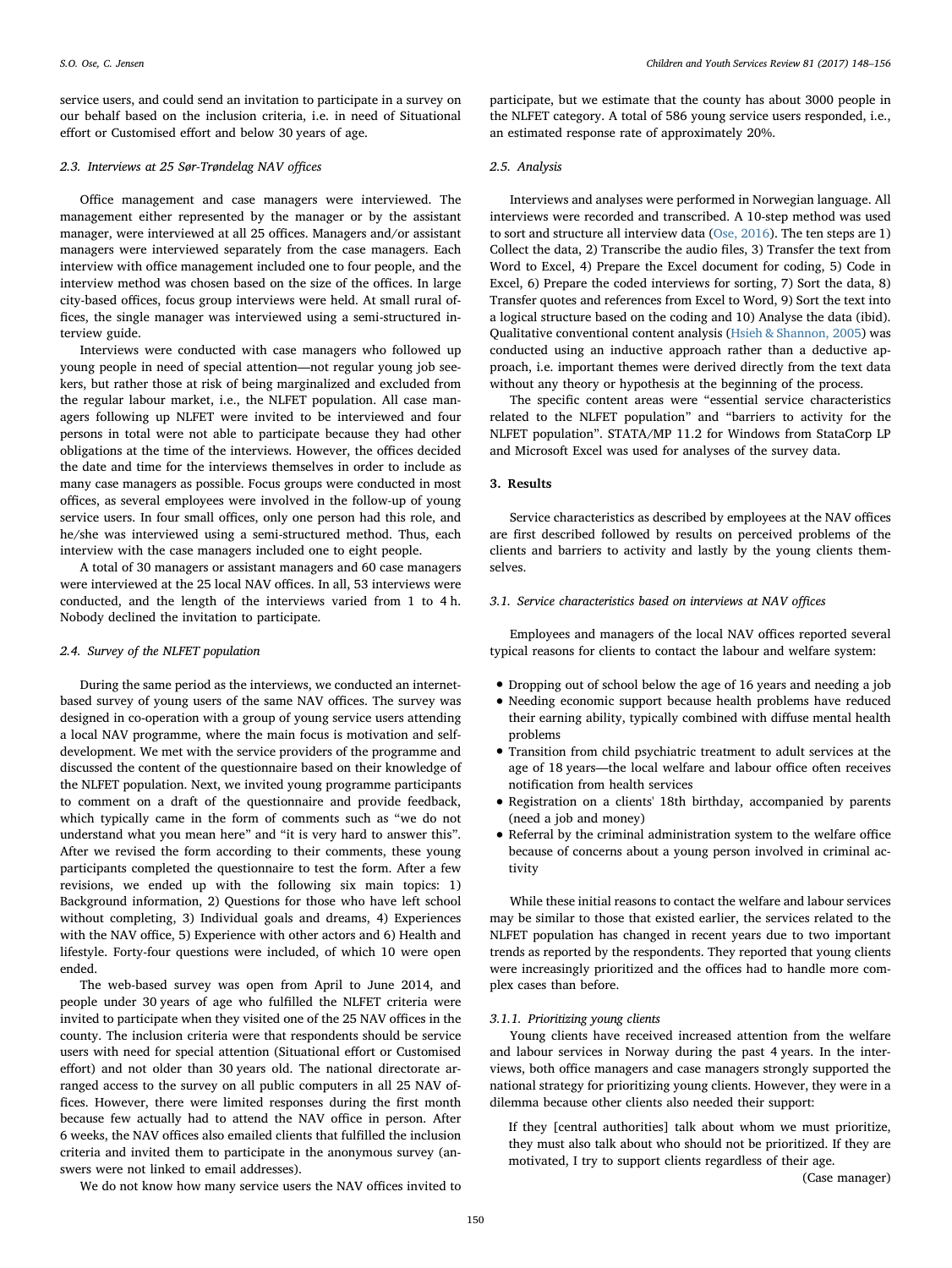service users, and could send an invitation to participate in a survey on our behalf based on the inclusion criteria, i.e. in need of Situational effort or Customised effort and below 30 years of age.

### 2.3. Interviews at 25 Sør-Trøndelag NAV offices

Office management and case managers were interviewed. The management either represented by the manager or by the assistant manager, were interviewed at all 25 offices. Managers and/or assistant managers were interviewed separately from the case managers. Each interview with office management included one to four people, and the interview method was chosen based on the size of the offices. In large city-based offices, focus group interviews were held. At small rural offices, the single manager was interviewed using a semi-structured interview guide.

Interviews were conducted with case managers who followed up young people in need of special attention—not regular young job seekers, but rather those at risk of being marginalized and excluded from the regular labour market, i.e., the NLFET population. All case managers following up NLFET were invited to be interviewed and four persons in total were not able to participate because they had other obligations at the time of the interviews. However, the offices decided the date and time for the interviews themselves in order to include as many case managers as possible. Focus groups were conducted in most offices, as several employees were involved in the follow-up of young service users. In four small offices, only one person had this role, and he/she was interviewed using a semi-structured method. Thus, each interview with the case managers included one to eight people.

A total of 30 managers or assistant managers and 60 case managers were interviewed at the 25 local NAV offices. In all, 53 interviews were conducted, and the length of the interviews varied from 1 to 4 h. Nobody declined the invitation to participate.

### 2.4. Survey of the NLFET population

During the same period as the interviews, we conducted an internet-based survey of young users of the same NAV offices. The survey was designed in co-operation with a group of young service users attending a local NAV programme, where the main focus is motivation and self-development. We met with the service providers of the programme and discussed the content of the questionnaire based on their knowledge of the NLFET population. Next, we invited young programme participants to comment on a draft of the questionnaire and provide feedback, which typically came in the form of comments such as "we do not understand what you mean here" and "it is very hard to answer this". After we revised the form according to their comments, these young participants completed the questionnaire to test the form. After a few revisions, we ended up with the following six main topics: 1) Background information, 2) Questions for those who have left school without completing, 3) Individual goals and dreams, 4) Experiences with the NAV office, 5) Experience with other actors and 6) Health and lifestyle. Forty-four questions were included, of which 10 were open ended.

The web-based survey was open from April to June 2014, and people under 30 years of age who fulfilled the NLFET criteria were invited to participate when they visited one of the 25 NAV offices in the county. The inclusion criteria were that respondents should be service users with need for special attention (Situational effort or Customised effort) and not older than 30 years old. The national directorate arranged access to the survey on all public computers in all 25 NAV offices. However, there were limited responses during the first month because few actually had to attend the NAV office in person. After 6 weeks, the NAV offices also emailed clients that fulfilled the inclusion criteria and invited them to participate in the anonymous survey (answers were not linked to email addresses).

We do not know how many service users the NAV offices invited to participate, but we estimate that the county has about 3000 people in the NLFET category. A total of 586 young service users responded, i.e., an estimated response rate of approximately 20%.

### 2.5. Analysis

Interviews and analyses were performed in Norwegian language. All interviews were recorded and transcribed. A 10-step method was used to sort and structure all interview data (Ose, 2016). The ten steps are 1) Collect the data, 2) Transcribe the audio files, 3) Transfer the text from Word to Excel, 4) Prepare the Excel document for coding, 5) Code in Excel, 6) Prepare the coded interviews for sorting, 7) Sort the data, 8) Transfer quotes and references from Excel to Word, 9) Sort the text into a logical structure based on the coding and 10) Analyse the data (ibid). Qualitative conventional content analysis (Hsieh & Shannon, 2005) was conducted using an inductive approach rather than a deductive approach, i.e. important themes were derived directly from the text data without any theory or hypothesis at the beginning of the process.

The specific content areas were "essential service characteristics related to the NLFET population" and "barriers to activity for the NLFET population". STATA/MP 11.2 for Windows from StataCorp LP and Microsoft Excel was used for analyses of the survey data.

## 3. Results

Service characteristics as described by employees at the NAV offices are first described followed by results on perceived problems of the clients and barriers to activity and lastly by the young clients themselves.

### 3.1. Service characteristics based on interviews at NAV offices

Employees and managers of the local NAV offices reported several typical reasons for clients to contact the labour and welfare system:

- Dropping out of school below the age of 16 years and needing a job
- Needing economic support because health problems have reduced their earning ability, typically combined with diffuse mental health problems
- Transition from child psychiatric treatment to adult services at the age of 18 years—the local welfare and labour office often receives notification from health services
- Registration on a clients' 18th birthday, accompanied by parents (need a job and money)
- Referral by the criminal administration system to the welfare office because of concerns about a young person involved in criminal activity

While these initial reasons to contact the welfare and labour services may be similar to those that existed earlier, the services related to the NLFET population has changed in recent years due to two important trends as reported by the respondents. They reported that young clients were increasingly prioritized and the offices had to handle more complex cases than before.

#### 3.1.1. Prioritizing young clients

Young clients have received increased attention from the welfare and labour services in Norway during the past 4 years. In the interviews, both office managers and case managers strongly supported the national strategy for prioritizing young clients. However, they were in a dilemma because other clients also needed their support:

> If they [central authorities] talk about whom we must prioritize, they must also talk about who should not be prioritized. If they are motivated, I try to support clients regardless of their age.
>
> (Case manager)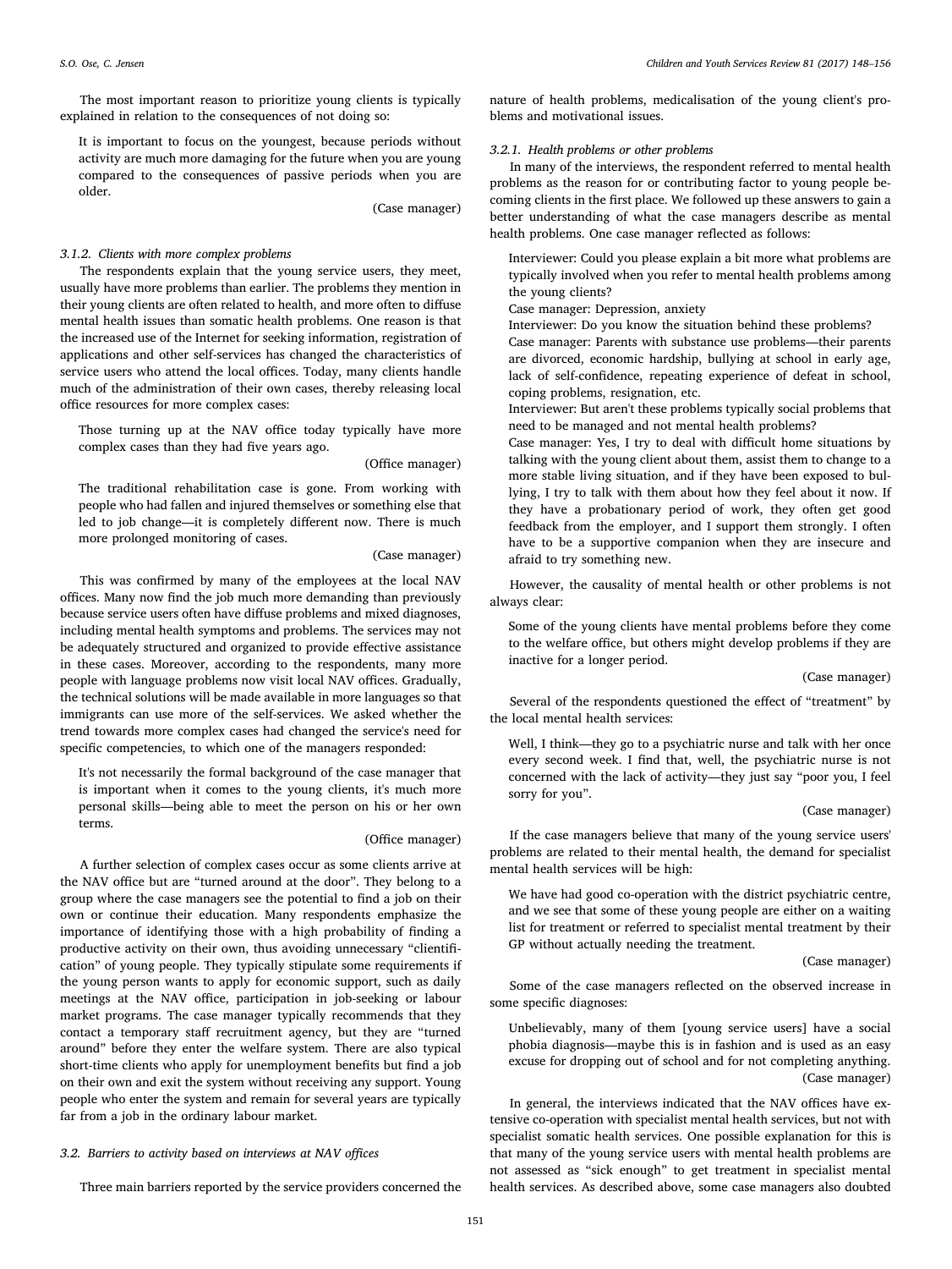The most important reason to prioritize young clients is typically explained in relation to the consequences of not doing so:

> It is important to focus on the youngest, because periods without activity are much more damaging for the future when you are young compared to the consequences of passive periods when you are older.
>
> (Case manager)

### 3.1.2. Clients with more complex problems

The respondents explain that the young service users, they meet, usually have more problems than earlier. The problems they mention in their young clients are often related to health, and more often to diffuse mental health issues than somatic health problems. One reason is that the increased use of the Internet for seeking information, registration of applications and other self-services has changed the characteristics of service users who attend the local offices. Today, many clients handle much of the administration of their own cases, thereby releasing local office resources for more complex cases:

> Those turning up at the NAV office today typically have more complex cases than they had five years ago.
>
> (Office manager)

> The traditional rehabilitation case is gone. From working with people who had fallen and injured themselves or something else that led to job change—it is completely different now. There is much more prolonged monitoring of cases.
>
> (Case manager)

This was confirmed by many of the employees at the local NAV offices. Many now find the job much more demanding than previously because service users often have diffuse problems and mixed diagnoses, including mental health symptoms and problems. The services may not be adequately structured and organized to provide effective assistance in these cases. Moreover, according to the respondents, many more people with language problems now visit local NAV offices. Gradually, the technical solutions will be made available in more languages so that immigrants can use more of the self-services. We asked whether the trend towards more complex cases had changed the service's need for specific competencies, to which one of the managers responded:

> It's not necessarily the formal background of the case manager that is important when it comes to the young clients, it's much more personal skills—being able to meet the person on his or her own terms.
>
> (Office manager)

A further selection of complex cases occur as some clients arrive at the NAV office but are "turned around at the door". They belong to a group where the case managers see the potential to find a job on their own or continue their education. Many respondents emphasize the importance of identifying those with a high probability of finding a productive activity on their own, thus avoiding unnecessary "clientification" of young people. They typically stipulate some requirements if the young person wants to apply for economic support, such as daily meetings at the NAV office, participation in job-seeking or labour market programs. The case manager typically recommends that they contact a temporary staff recruitment agency, but they are "turned around" before they enter the welfare system. There are also typical short-time clients who apply for unemployment benefits but find a job on their own and exit the system without receiving any support. Young people who enter the system and remain for several years are typically far from a job in the ordinary labour market.

## 3.2. Barriers to activity based on interviews at NAV offices

Three main barriers reported by the service providers concerned the nature of health problems, medicalisation of the young client's problems and motivational issues.

### 3.2.1. Health problems or other problems

In many of the interviews, the respondent referred to mental health problems as the reason for or contributing factor to young people becoming clients in the first place. We followed up these answers to gain a better understanding of what the case managers describe as mental health problems. One case manager reflected as follows:

> Interviewer: Could you please explain a bit more what problems are typically involved when you refer to mental health problems among the young clients?
>
> Case manager: Depression, anxiety
>
> Interviewer: Do you know the situation behind these problems?
>
> Case manager: Parents with substance use problems—their parents are divorced, economic hardship, bullying at school in early age, lack of self-confidence, repeating experience of defeat in school, coping problems, resignation, etc.
>
> Interviewer: But aren't these problems typically social problems that need to be managed and not mental health problems?
>
> Case manager: Yes, I try to deal with difficult home situations by talking with the young client about them, assist them to change to a more stable living situation, and if they have been exposed to bullying, I try to talk with them about how they feel about it now. If they have a probationary period of work, they often get good feedback from the employer, and I support them strongly. I often have to be a supportive companion when they are insecure and afraid to try something new.

However, the causality of mental health or other problems is not always clear:

> Some of the young clients have mental problems before they come to the welfare office, but others might develop problems if they are inactive for a longer period.
>
> (Case manager)

Several of the respondents questioned the effect of "treatment" by the local mental health services:

> Well, I think—they go to a psychiatric nurse and talk with her once every second week. I find that, well, the psychiatric nurse is not concerned with the lack of activity—they just say "poor you, I feel sorry for you".
>
> (Case manager)

If the case managers believe that many of the young service users' problems are related to their mental health, the demand for specialist mental health services will be high:

> We have had good co-operation with the district psychiatric centre, and we see that some of these young people are either on a waiting list for treatment or referred to specialist mental treatment by their GP without actually needing the treatment.
>
> (Case manager)

Some of the case managers reflected on the observed increase in some specific diagnoses:

> Unbelievably, many of them [young service users] have a social phobia diagnosis—maybe this is in fashion and is used as an easy excuse for dropping out of school and for not completing anything.
>
> (Case manager)

In general, the interviews indicated that the NAV offices have extensive co-operation with specialist mental health services, but not with specialist somatic health services. One possible explanation for this is that many of the young service users with mental health problems are not assessed as "sick enough" to get treatment in specialist mental health services. As described above, some case managers also doubted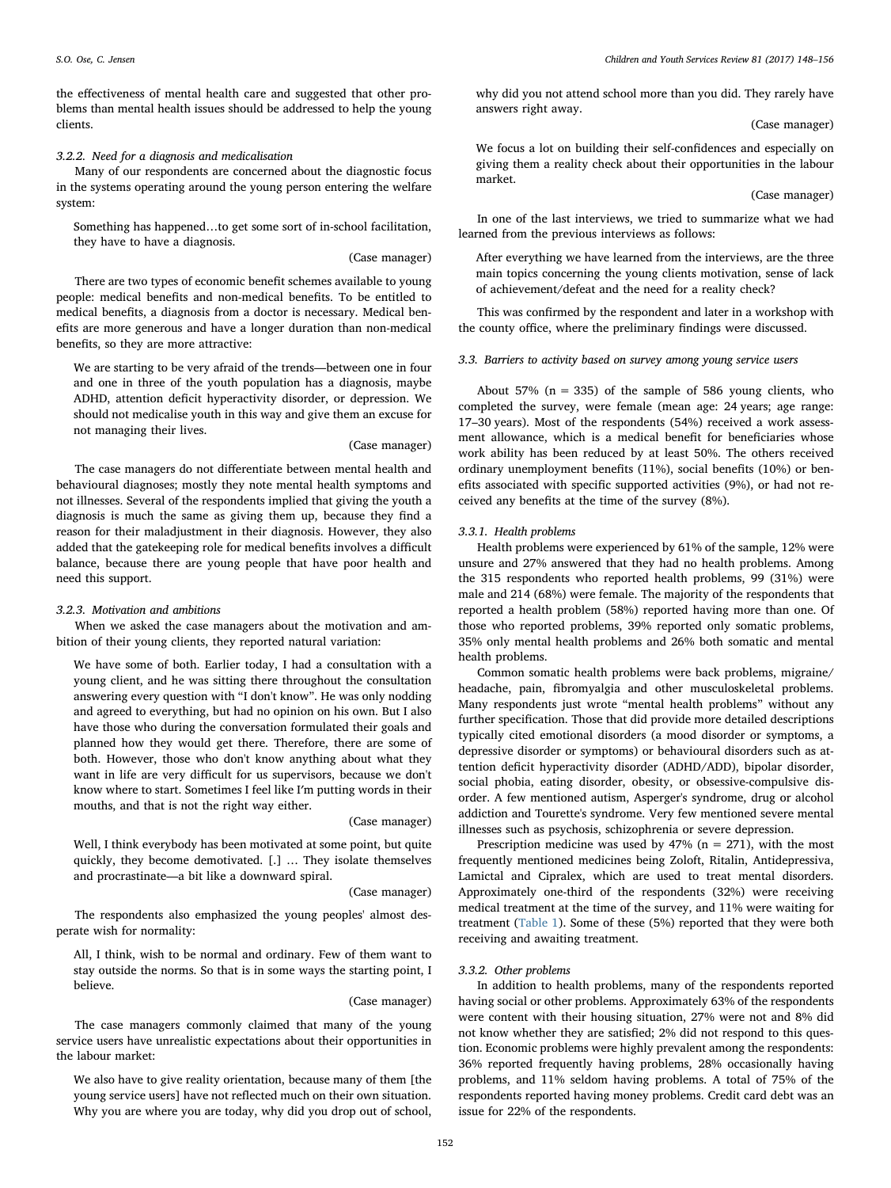the effectiveness of mental health care and suggested that other problems than mental health issues should be addressed to help the young clients.

#### 3.2.2. Need for a diagnosis and medicalisation

Many of our respondents are concerned about the diagnostic focus in the systems operating around the young person entering the welfare system:

> Something has happened…to get some sort of in-school facilitation, they have to have a diagnosis.
>
> (Case manager)

There are two types of economic benefit schemes available to young people: medical benefits and non-medical benefits. To be entitled to medical benefits, a diagnosis from a doctor is necessary. Medical benefits are more generous and have a longer duration than non-medical benefits, so they are more attractive:

> We are starting to be very afraid of the trends—between one in four and one in three of the youth population has a diagnosis, maybe ADHD, attention deficit hyperactivity disorder, or depression. We should not medicalise youth in this way and give them an excuse for not managing their lives.
>
> (Case manager)

The case managers do not differentiate between mental health and behavioural diagnoses; mostly they note mental health symptoms and not illnesses. Several of the respondents implied that giving the youth a diagnosis is much the same as giving them up, because they find a reason for their maladjustment in their diagnosis. However, they also added that the gatekeeping role for medical benefits involves a difficult balance, because there are young people that have poor health and need this support.

#### 3.2.3. Motivation and ambitions

When we asked the case managers about the motivation and ambition of their young clients, they reported natural variation:

> We have some of both. Earlier today, I had a consultation with a young client, and he was sitting there throughout the consultation answering every question with "I don't know". He was only nodding and agreed to everything, but had no opinion on his own. But I also have those who during the conversation formulated their goals and planned how they would get there. Therefore, there are some of both. However, those who don't know anything about what they want in life are very difficult for us supervisors, because we don't know where to start. Sometimes I feel like I'm putting words in their mouths, and that is not the right way either.
>
> (Case manager)

> Well, I think everybody has been motivated at some point, but quite quickly, they become demotivated. [.] … They isolate themselves and procrastinate—a bit like a downward spiral.
>
> (Case manager)

The respondents also emphasized the young peoples' almost desperate wish for normality:

> All, I think, wish to be normal and ordinary. Few of them want to stay outside the norms. So that is in some ways the starting point, I believe.
>
> (Case manager)

The case managers commonly claimed that many of the young service users have unrealistic expectations about their opportunities in the labour market:

> We also have to give reality orientation, because many of them [the young service users] have not reflected much on their own situation. Why you are where you are today, why did you drop out of school, why did you not attend school more than you did. They rarely have answers right away.
>
> (Case manager)

> We focus a lot on building their self-confidences and especially on giving them a reality check about their opportunities in the labour market.
>
> (Case manager)

In one of the last interviews, we tried to summarize what we had learned from the previous interviews as follows:

> After everything we have learned from the interviews, are the three main topics concerning the young clients motivation, sense of lack of achievement/defeat and the need for a reality check?

This was confirmed by the respondent and later in a workshop with the county office, where the preliminary findings were discussed.

### 3.3. Barriers to activity based on survey among young service users

About 57% (n = 335) of the sample of 586 young clients, who completed the survey, were female (mean age: 24 years; age range: 17–30 years). Most of the respondents (54%) received a work assessment allowance, which is a medical benefit for beneficiaries whose work ability has been reduced by at least 50%. The others received ordinary unemployment benefits (11%), social benefits (10%) or benefits associated with specific supported activities (9%), or had not received any benefits at the time of the survey (8%).

#### 3.3.1. Health problems

Health problems were experienced by 61% of the sample, 12% were unsure and 27% answered that they had no health problems. Among the 315 respondents who reported health problems, 99 (31%) were male and 214 (68%) were female. The majority of the respondents that reported a health problem (58%) reported having more than one. Of those who reported problems, 39% reported only somatic problems, 35% only mental health problems and 26% both somatic and mental health problems.

Common somatic health problems were back problems, migraine/headache, pain, fibromyalgia and other musculoskeletal problems. Many respondents just wrote "mental health problems" without any further specification. Those that did provide more detailed descriptions typically cited emotional disorders (a mood disorder or symptoms, a depressive disorder or symptoms) or behavioural disorders such as attention deficit hyperactivity disorder (ADHD/ADD), bipolar disorder, social phobia, eating disorder, obesity, or obsessive-compulsive disorder. A few mentioned autism, Asperger's syndrome, drug or alcohol addiction and Tourette's syndrome. Very few mentioned severe mental illnesses such as psychosis, schizophrenia or severe depression.

Prescription medicine was used by 47% (n = 271), with the most frequently mentioned medicines being Zoloft, Ritalin, Antidepressiva, Lamictal and Cipralex, which are used to treat mental disorders. Approximately one-third of the respondents (32%) were receiving medical treatment at the time of the survey, and 11% were waiting for treatment (Table 1). Some of these (5%) reported that they were both receiving and awaiting treatment.

#### 3.3.2. Other problems

In addition to health problems, many of the respondents reported having social or other problems. Approximately 63% of the respondents were content with their housing situation, 27% were not and 8% did not know whether they are satisfied; 2% did not respond to this question. Economic problems were highly prevalent among the respondents: 36% reported frequently having problems, 28% occasionally having problems, and 11% seldom having problems. A total of 75% of the respondents reported having money problems. Credit card debt was an issue for 22% of the respondents.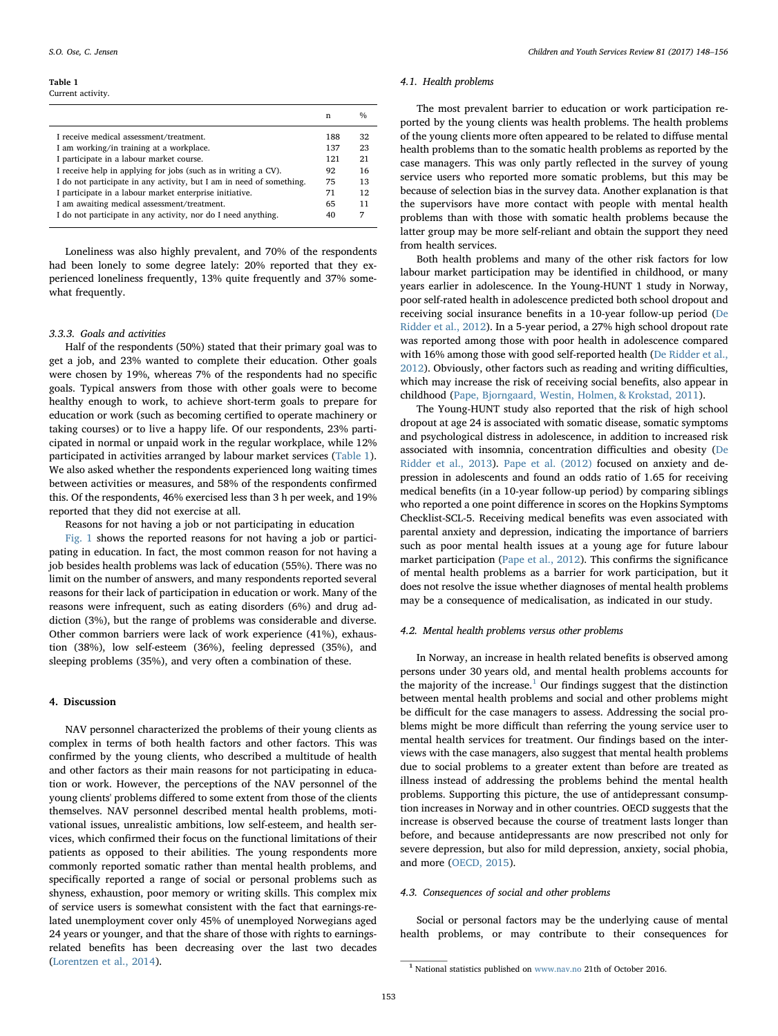**Table 1**
Current activity.

| | n | % |
|---|---|---|
| I receive medical assessment/treatment. | 188 | 32 |
| I am working/in training at a workplace. | 137 | 23 |
| I participate in a labour market course. | 121 | 21 |
| I receive help in applying for jobs (such as in writing a CV). | 92 | 16 |
| I do not participate in any activity, but I am in need of something. | 75 | 13 |
| I participate in a labour market enterprise initiative. | 71 | 12 |
| I am awaiting medical assessment/treatment. | 65 | 11 |
| I do not participate in any activity, nor do I need anything. | 40 | 7 |

Loneliness was also highly prevalent, and 70% of the respondents had been lonely to some degree lately: 20% reported that they experienced loneliness frequently, 13% quite frequently and 37% somewhat frequently.

#### 3.3.3. Goals and activities

Half of the respondents (50%) stated that their primary goal was to get a job, and 23% wanted to complete their education. Other goals were chosen by 19%, whereas 7% of the respondents had no specific goals. Typical answers from those with other goals were to become healthy enough to work, to achieve short-term goals to prepare for education or work (such as becoming certified to operate machinery or taking courses) or to live a happy life. Of our respondents, 23% participated in normal or unpaid work in the regular workplace, while 12% participated in activities arranged by labour market services (Table 1). We also asked whether the respondents experienced long waiting times between activities or measures, and 58% of the respondents confirmed this. Of the respondents, 46% exercised less than 3 h per week, and 19% reported that they did not exercise at all.

Reasons for not having a job or not participating in education

Fig. 1 shows the reported reasons for not having a job or participating in education. In fact, the most common reason for not having a job besides health problems was lack of education (55%). There was no limit on the number of answers, and many respondents reported several reasons for their lack of participation in education or work. Many of the reasons were infrequent, such as eating disorders (6%) and drug addiction (3%), but the range of problems was considerable and diverse. Other common barriers were lack of work experience (41%), exhaustion (38%), low self-esteem (36%), feeling depressed (35%), and sleeping problems (35%), and very often a combination of these.

## 4. Discussion

NAV personnel characterized the problems of their young clients as complex in terms of both health factors and other factors. This was confirmed by the young clients, who described a multitude of health and other factors as their main reasons for not participating in education or work. However, the perceptions of the NAV personnel of the young clients' problems differed to some extent from those of the clients themselves. NAV personnel described mental health problems, motivational issues, unrealistic ambitions, low self-esteem, and health services, which confirmed their focus on the functional limitations of their patients as opposed to their abilities. The young respondents more commonly reported somatic rather than mental health problems, and specifically reported a range of social or personal problems such as shyness, exhaustion, poor memory or writing skills. This complex mix of service users is somewhat consistent with the fact that earnings-related unemployment cover only 45% of unemployed Norwegians aged 24 years or younger, and that the share of those with rights to earnings-related benefits has been decreasing over the last two decades (Lorentzen et al., 2014).

### 4.1. Health problems

The most prevalent barrier to education or work participation reported by the young clients was health problems. The health problems of the young clients more often appeared to be related to diffuse mental health problems than to the somatic health problems as reported by the case managers. This was only partly reflected in the survey of young service users who reported more somatic problems, but this may be because of selection bias in the survey data. Another explanation is that the supervisors have more contact with people with mental health problems than with those with somatic health problems because the latter group may be more self-reliant and obtain the support they need from health services.

Both health problems and many of the other risk factors for low labour market participation may be identified in childhood, or many years earlier in adolescence. In the Young-HUNT 1 study in Norway, poor self-rated health in adolescence predicted both school dropout and receiving social insurance benefits in a 10-year follow-up period (De Ridder et al., 2012). In a 5-year period, a 27% high school dropout rate was reported among those with poor health in adolescence compared with 16% among those with good self-reported health (De Ridder et al., 2012). Obviously, other factors such as reading and writing difficulties, which may increase the risk of receiving social benefits, also appear in childhood (Pape, Bjorngaard, Westin, Holmen, & Krokstad, 2011).

The Young-HUNT study also reported that the risk of high school dropout at age 24 is associated with somatic disease, somatic symptoms and psychological distress in adolescence, in addition to increased risk associated with insomnia, concentration difficulties and obesity (De Ridder et al., 2013). Pape et al. (2012) focused on anxiety and depression in adolescents and found an odds ratio of 1.65 for receiving medical benefits (in a 10-year follow-up period) by comparing siblings who reported a one point difference in scores on the Hopkins Symptoms Checklist-SCL-5. Receiving medical benefits was even associated with parental anxiety and depression, indicating the importance of barriers such as poor mental health issues at a young age for future labour market participation (Pape et al., 2012). This confirms the significance of mental health problems as a barrier for work participation, but it does not resolve the issue whether diagnoses of mental health problems may be a consequence of medicalisation, as indicated in our study.

### 4.2. Mental health problems versus other problems

In Norway, an increase in health related benefits is observed among persons under 30 years old, and mental health problems accounts for the majority of the increase.[1] Our findings suggest that the distinction between mental health problems and social and other problems might be difficult for the case managers to assess. Addressing the social problems might be more difficult than referring the young service user to mental health services for treatment. Our findings based on the interviews with the case managers, also suggest that mental health problems due to social problems to a greater extent than before are treated as illness instead of addressing the problems behind the mental health problems. Supporting this picture, the use of antidepressant consumption increases in Norway and in other countries. OECD suggests that the increase is observed because the course of treatment lasts longer than before, and because antidepressants are now prescribed not only for severe depression, but also for mild depression, anxiety, social phobia, and more (OECD, 2015).

### 4.3. Consequences of social and other problems

Social or personal factors may be the underlying cause of mental health problems, or may contribute to their consequences for

[1] National statistics published on www.nav.no 21th of October 2016.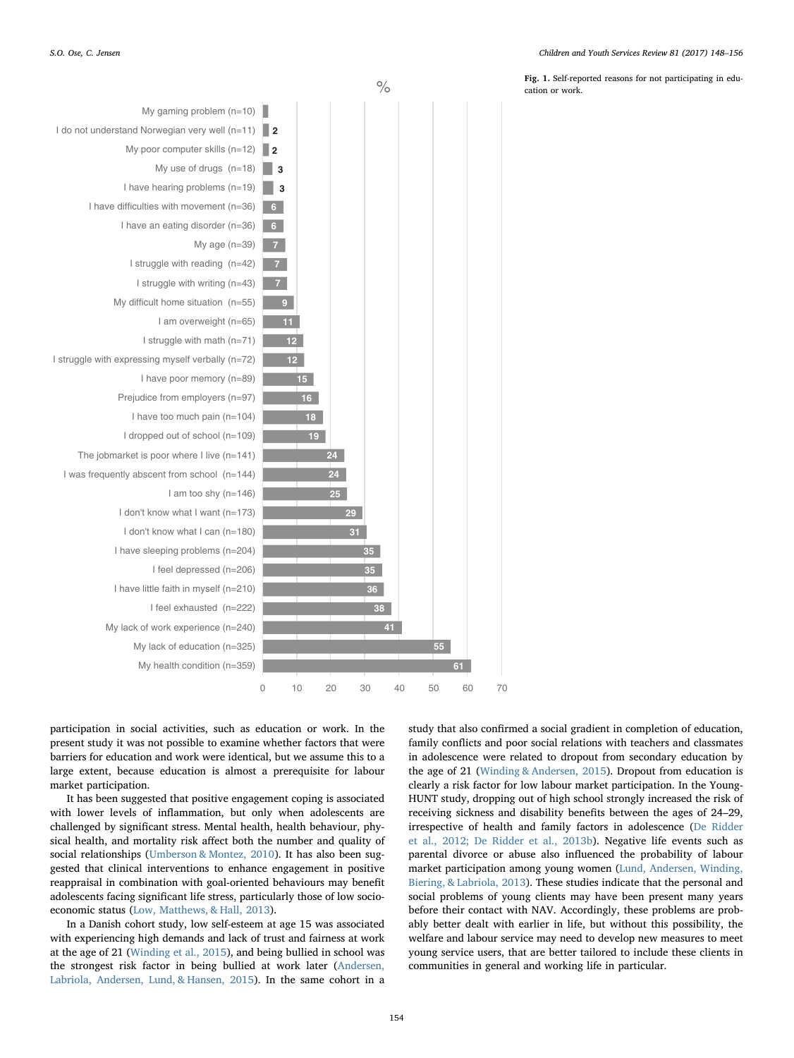| Reason | % |
|---|---|
| My gaming problem (n=10) | |
| I do not understand Norwegian very well (n=11) | 2 |
| My poor computer skills (n=12) | 2 |
| My use of drugs (n=18) | 3 |
| I have hearing problems (n=19) | 3 |
| I have difficulties with movement (n=36) | 6 |
| I have an eating disorder (n=36) | 6 |
| My age (n=39) | 7 |
| I struggle with reading (n=42) | 7 |
| I struggle with writing (n=43) | 7 |
| My difficult home situation (n=55) | 9 |
| I am overweight (n=65) | 11 |
| I struggle with math (n=71) | 12 |
| I struggle with expressing myself verbally (n=72) | 12 |
| I have poor memory (n=89) | 15 |
| Prejudice from employers (n=97) | 16 |
| I have too much pain (n=104) | 18 |
| I dropped out of school (n=109) | 19 |
| The jobmarket is poor where I live (n=141) | 24 |
| I was frequently absent from school (n=144) | 24 |
| I am too shy (n=146) | 25 |
| I don't know what I want (n=173) | 29 |
| I don't know what I can (n=180) | 31 |
| I have sleeping problems (n=204) | 35 |
| I feel depressed (n=206) | 35 |
| I have little faith in myself (n=210) | 36 |
| I feel exhausted (n=222) | 38 |
| My lack of work experience (n=240) | 41 |
| My lack of education (n=325) | 55 |
| My health condition (n=359) | 61 |

**Fig. 1.** Self-reported reasons for not participating in education or work.

participation in social activities, such as education or work. In the present study it was not possible to examine whether factors that were barriers for education and work were identical, but we assume this to a large extent, because education is almost a prerequisite for labour market participation.

It has been suggested that positive engagement coping is associated with lower levels of inflammation, but only when adolescents are challenged by significant stress. Mental health, health behaviour, physical health, and mortality risk affect both the number and quality of social relationships (Umberson & Montez, 2010). It has also been suggested that clinical interventions to enhance engagement in positive reappraisal in combination with goal-oriented behaviours may benefit adolescents facing significant life stress, particularly those of low socioeconomic status (Low, Matthews, & Hall, 2013).

In a Danish cohort study, low self-esteem at age 15 was associated with experiencing high demands and lack of trust and fairness at work at the age of 21 (Winding et al., 2015), and being bullied in school was the strongest risk factor in being bullied at work later (Andersen, Labriola, Andersen, Lund, & Hansen, 2015). In the same cohort in a study that also confirmed a social gradient in completion of education, family conflicts and poor social relations with teachers and classmates in adolescence were related to dropout from secondary education by the age of 21 (Winding & Andersen, 2015). Dropout from education is clearly a risk factor for low labour market participation. In the Young-HUNT study, dropping out of high school strongly increased the risk of receiving sickness and disability benefits between the ages of 24–29, irrespective of health and family factors in adolescence (De Ridder et al., 2012; De Ridder et al., 2013b). Negative life events such as parental divorce or abuse also influenced the probability of labour market participation among young women (Lund, Andersen, Winding, Biering, & Labriola, 2013). These studies indicate that the personal and social problems of young clients may have been present many years before their contact with NAV. Accordingly, these problems are probably better dealt with earlier in life, but without this possibility, the welfare and labour service may need to develop new measures to meet young service users, that are better tailored to include these clients in communities in general and working life in particular.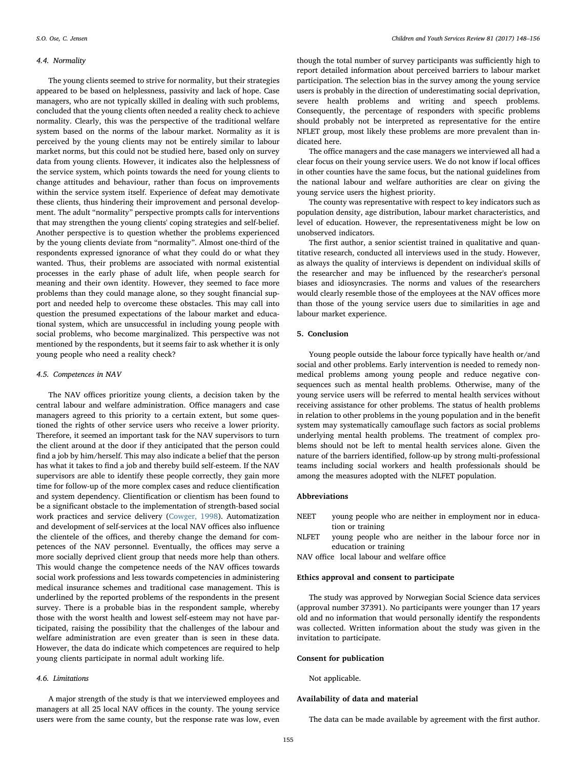### 4.4. Normality

The young clients seemed to strive for normality, but their strategies appeared to be based on helplessness, passivity and lack of hope. Case managers, who are not typically skilled in dealing with such problems, concluded that the young clients often needed a reality check to achieve normality. Clearly, this was the perspective of the traditional welfare system based on the norms of the labour market. Normality as it is perceived by the young clients may not be entirely similar to labour market norms, but this could not be studied here, based only on survey data from young clients. However, it indicates also the helplessness of the service system, which points towards the need for young clients to change attitudes and behaviour, rather than focus on improvements within the service system itself. Experience of defeat may demotivate these clients, thus hindering their improvement and personal development. The adult "normality" perspective prompts calls for interventions that may strengthen the young clients' coping strategies and self-belief. Another perspective is to question whether the problems experienced by the young clients deviate from "normality". Almost one-third of the respondents expressed ignorance of what they could do or what they wanted. Thus, their problems are associated with normal existential processes in the early phase of adult life, when people search for meaning and their own identity. However, they seemed to face more problems than they could manage alone, so they sought financial support and needed help to overcome these obstacles. This may call into question the presumed expectations of the labour market and educational system, which are unsuccessful in including young people with social problems, who become marginalized. This perspective was not mentioned by the respondents, but it seems fair to ask whether it is only young people who need a reality check?

### 4.5. Competences in NAV

The NAV offices prioritize young clients, a decision taken by the central labour and welfare administration. Office managers and case managers agreed to this priority to a certain extent, but some questioned the rights of other service users who receive a lower priority. Therefore, it seemed an important task for the NAV supervisors to turn the client around at the door if they anticipated that the person could find a job by him/herself. This may also indicate a belief that the person has what it takes to find a job and thereby build self-esteem. If the NAV supervisors are able to identify these people correctly, they gain more time for follow-up of the more complex cases and reduce clientification and system dependency. Clientification or clientism has been found to be a significant obstacle to the implementation of strength-based social work practices and service delivery (Cowger, 1998). Automatization and development of self-services at the local NAV offices also influence the clientele of the offices, and thereby change the demand for competences of the NAV personnel. Eventually, the offices may serve a more socially deprived client group that needs more help than others. This would change the competence needs of the NAV offices towards social work professions and less towards competencies in administering medical insurance schemes and traditional case management. This is underlined by the reported problems of the respondents in the present survey. There is a probable bias in the respondent sample, whereby those with the worst health and lowest self-esteem may not have participated, raising the possibility that the challenges of the labour and welfare administration are even greater than is seen in these data. However, the data do indicate which competences are required to help young clients participate in normal adult working life.

### 4.6. Limitations

A major strength of the study is that we interviewed employees and managers at all 25 local NAV offices in the county. The young service users were from the same county, but the response rate was low, even though the total number of survey participants was sufficiently high to report detailed information about perceived barriers to labour market participation. The selection bias in the survey among the young service users is probably in the direction of underestimating social deprivation, severe health problems and writing and speech problems. Consequently, the percentage of responders with specific problems should probably not be interpreted as representative for the entire NFLET group, most likely these problems are more prevalent than indicated here.

The office managers and the case managers we interviewed all had a clear focus on their young service users. We do not know if local offices in other counties have the same focus, but the national guidelines from the national labour and welfare authorities are clear on giving the young service users the highest priority.

The county was representative with respect to key indicators such as population density, age distribution, labour market characteristics, and level of education. However, the representativeness might be low on unobserved indicators.

The first author, a senior scientist trained in qualitative and quantitative research, conducted all interviews used in the study. However, as always the quality of interviews is dependent on individual skills of the researcher and may be influenced by the researcher's personal biases and idiosyncrasies. The norms and values of the researchers would clearly resemble those of the employees at the NAV offices more than those of the young service users due to similarities in age and labour market experience.

## 5. Conclusion

Young people outside the labour force typically have health or/and social and other problems. Early intervention is needed to remedy non-medical problems among young people and reduce negative consequences such as mental health problems. Otherwise, many of the young service users will be referred to mental health services without receiving assistance for other problems. The status of health problems in relation to other problems in the young population and in the benefit system may systematically camouflage such factors as social problems underlying mental health problems. The treatment of complex problems should not be left to mental health services alone. Given the nature of the barriers identified, follow-up by strong multi-professional teams including social workers and health professionals should be among the measures adopted with the NLFET population.

## Abbreviations

NEET young people who are neither in employment nor in education or training

NLFET young people who are neither in the labour force nor in education or training

NAV office local labour and welfare office

## Ethics approval and consent to participate

The study was approved by Norwegian Social Science data services (approval number 37391). No participants were younger than 17 years old and no information that would personally identify the respondents was collected. Written information about the study was given in the invitation to participate.

## Consent for publication

Not applicable.

## Availability of data and material

The data can be made available by agreement with the first author.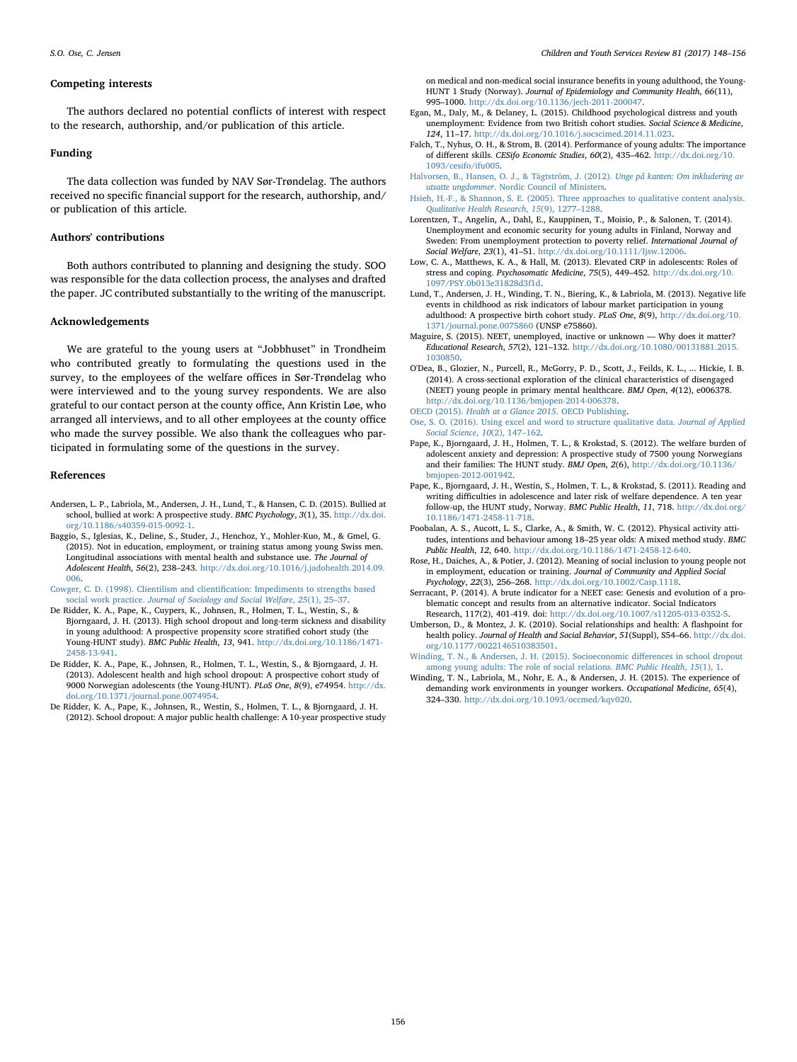## Competing interests

The authors declared no potential conflicts of interest with respect to the research, authorship, and/or publication of this article.

## Funding

The data collection was funded by NAV Sør-Trøndelag. The authors received no specific financial support for the research, authorship, and/or publication of this article.

## Authors' contributions

Both authors contributed to planning and designing the study. SOO was responsible for the data collection process, the analyses and drafted the paper. JC contributed substantially to the writing of the manuscript.

## Acknowledgements

We are grateful to the young users at "Jobbhuset" in Trondheim who contributed greatly to formulating the questions used in the survey, to the employees of the welfare offices in Sør-Trøndelag who were interviewed and to the young survey respondents. We are also grateful to our contact person at the county office, Ann Kristin Løe, who arranged all interviews, and to all other employees at the county office who made the survey possible. We also thank the colleagues who participated in formulating some of the questions in the survey.

## References

Andersen, L. P., Labriola, M., Andersen, J. H., Lund, T., & Hansen, C. D. (2015). Bullied at school, bullied at work: A prospective study. *BMC Psychology*, *3*(1), 35. http://dx.doi.org/10.1186/s40359-015-0092-1.

Baggio, S., Iglesias, K., Deline, S., Studer, J., Henchoz, Y., Mohler-Kuo, M., & Gmel, G. (2015). Not in education, employment, or training status among young Swiss men. Longitudinal associations with mental health and substance use. *The Journal of Adolescent Health*, *56*(2), 238–243. http://dx.doi.org/10.1016/j.jadohealth.2014.09.006.

Cowger, C. D. (1998). Clientilism and clientification: Impediments to strengths based social work practice. *Journal of Sociology and Social Welfare*, *25*(1), 25–37.

De Ridder, K. A., Pape, K., Cuypers, K., Johnsen, R., Holmen, T. L., Westin, S., & Bjorngaard, J. H. (2013). High school dropout and long-term sickness and disability in young adulthood: A prospective propensity score stratified cohort study (the Young-HUNT study). *BMC Public Health*, *13*, 941. http://dx.doi.org/10.1186/1471-2458-13-941.

De Ridder, K. A., Pape, K., Johnsen, R., Holmen, T. L., Westin, S., & Bjorngaard, J. H. (2013). Adolescent health and high school dropout: A prospective cohort study of 9000 Norwegian adolescents (the Young-HUNT). *PLoS One*, *8*(9), e74954. http://dx.doi.org/10.1371/journal.pone.0074954.

De Ridder, K. A., Pape, K., Johnsen, R., Westin, S., Holmen, T. L., & Bjorngaard, J. H. (2012). School dropout: A major public health challenge: A 10-year prospective study on medical and non-medical social insurance benefits in young adulthood, the Young-HUNT 1 Study (Norway). *Journal of Epidemiology and Community Health*, *66*(11), 995–1000. http://dx.doi.org/10.1136/jech-2011-200047.

Egan, M., Daly, M., & Delaney, L. (2015). Childhood psychological distress and youth unemployment: Evidence from two British cohort studies. *Social Science & Medicine*, *124*, 11–17. http://dx.doi.org/10.1016/j.socscimed.2014.11.023.

Falch, T., Nyhus, O. H., & Strom, B. (2014). Performance of young adults: The importance of different skills. *CESifo Economic Studies*, *60*(2), 435–462. http://dx.doi.org/10.1093/cesifo/ifu005.

Halvorsen, B., Hansen, O. J., & Tägtström, J. (2012). *Unge på kanten: Om inkludering av utsatte ungdommer*. Nordic Council of Ministers.

Hsieh, H.-F., & Shannon, S. E. (2005). Three approaches to qualitative content analysis. *Qualitative Health Research*, *15*(9), 1277–1288.

Lorentzen, T., Angelin, A., Dahl, E., Kauppinen, T., Moisio, P., & Salonen, T. (2014). Unemployment and economic security for young adults in Finland, Norway and Sweden: From unemployment protection to poverty relief. *International Journal of Social Welfare*, *23*(1), 41–51. http://dx.doi.org/10.1111/ijsw.12006.

Low, C. A., Matthews, K. A., & Hall, M. (2013). Elevated CRP in adolescents: Roles of stress and coping. *Psychosomatic Medicine*, *75*(5), 449–452. http://dx.doi.org/10.1097/PSY.0b013e31828d3f1d.

Lund, T., Andersen, J. H., Winding, T. N., Biering, K., & Labriola, M. (2013). Negative life events in childhood as risk indicators of labour market participation in young adulthood: A prospective birth cohort study. *PLoS One*, *8*(9), http://dx.doi.org/10.1371/journal.pone.0075860 (UNSP e75860).

Maguire, S. (2015). NEET, unemployed, inactive or unknown — Why does it matter? *Educational Research*, *57*(2), 121–132. http://dx.doi.org/10.1080/00131881.2015.1030850.

O'Dea, B., Glozier, N., Purcell, R., McGorry, P. D., Scott, J., Feilds, K. L., ... Hickie, I. B. (2014). A cross-sectional exploration of the clinical characteristics of disengaged (NEET) young people in primary mental healthcare. *BMJ Open*, *4*(12), e006378. http://dx.doi.org/10.1136/bmjopen-2014-006378.

OECD (2015). *Health at a Glance 2015*. OECD Publishing.

Ose, S. O. (2016). Using excel and word to structure qualitative data. *Journal of Applied Social Science*, *10*(2), 147–162.

Pape, K., Bjorngaard, J. H., Holmen, T. L., & Krokstad, S. (2012). The welfare burden of adolescent anxiety and depression: A prospective study of 7500 young Norwegians and their families: The HUNT study. *BMJ Open*, *2*(6), http://dx.doi.org/10.1136/bmjopen-2012-001942.

Pape, K., Bjorngaard, J. H., Westin, S., Holmen, T. L., & Krokstad, S. (2011). Reading and writing difficulties in adolescence and later risk of welfare dependence. A ten year follow-up, the HUNT study, Norway. *BMC Public Health*, *11*, 718. http://dx.doi.org/10.1186/1471-2458-11-718.

Poobalan, A. S., Aucott, L. S., Clarke, A., & Smith, W. C. (2012). Physical activity attitudes, intentions and behaviour among 18–25 year olds: A mixed method study. *BMC Public Health*, *12*, 640. http://dx.doi.org/10.1186/1471-2458-12-640.

Rose, H., Daiches, A., & Potier, J. (2012). Meaning of social inclusion to young people not in employment, education or training. *Journal of Community and Applied Social Psychology*, *22*(3), 256–268. http://dx.doi.org/10.1002/Casp.1118.

Serracant, P. (2014). A brute indicator for a NEET case: Genesis and evolution of a problematic concept and results from an alternative indicator. Social Indicators Research, 117(2), 401-419. doi: http://dx.doi.org/10.1007/s11205-013-0352-5.

Umberson, D., & Montez, J. K. (2010). Social relationships and health: A flashpoint for health policy. *Journal of Health and Social Behavior*, *51*(Suppl), S54–66. http://dx.doi.org/10.1177/0022146510383501.

Winding, T. N., & Andersen, J. H. (2015). Socioeconomic differences in school dropout among young adults: The role of social relations. *BMC Public Health*, *15*(1), 1.

Winding, T. N., Labriola, M., Nohr, E. A., & Andersen, J. H. (2015). The experience of demanding work environments in younger workers. *Occupational Medicine*, *65*(4), 324–330. http://dx.doi.org/10.1093/occmed/kqv020.